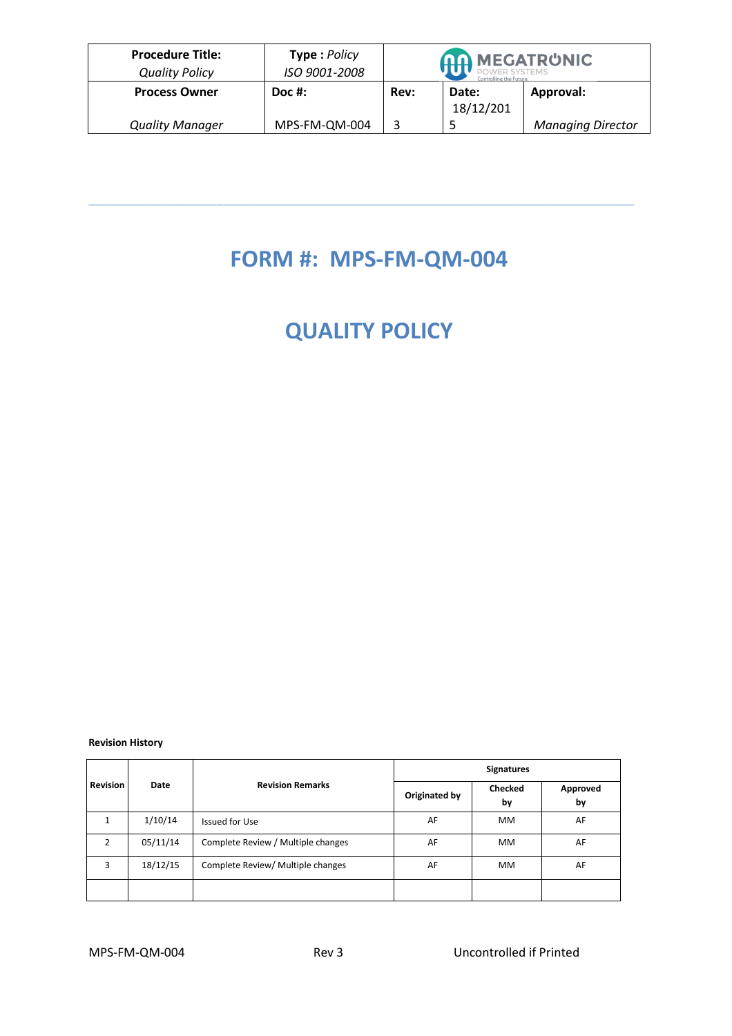| Procedure Title: *Quality Policy* | Type : *Policy* *ISO 9001-2008* | MEGATRONIC POWER SYSTEMS Controlling the Future | | |
|---|---|---|---|---|
| **Process Owner** *Quality Manager* | **Doc #:** MPS-FM-QM-004 | **Rev:** 3 | **Date:** 18/12/2015 | **Approval:** *Managing Director* |

# FORM #: MPS-FM-QM-004

# QUALITY POLICY

**Revision History**

| Revision | Date | Revision Remarks | Signatures | | |
|---|---|---|---|---|---|
| | | | Originated by | Checked by | Approved by |
| 1 | 1/10/14 | Issued for Use | AF | MM | AF |
| 2 | 05/11/14 | Complete Review / Multiple changes | AF | MM | AF |
| 3 | 18/12/15 | Complete Review/ Multiple changes | AF | MM | AF |
| | | | | | |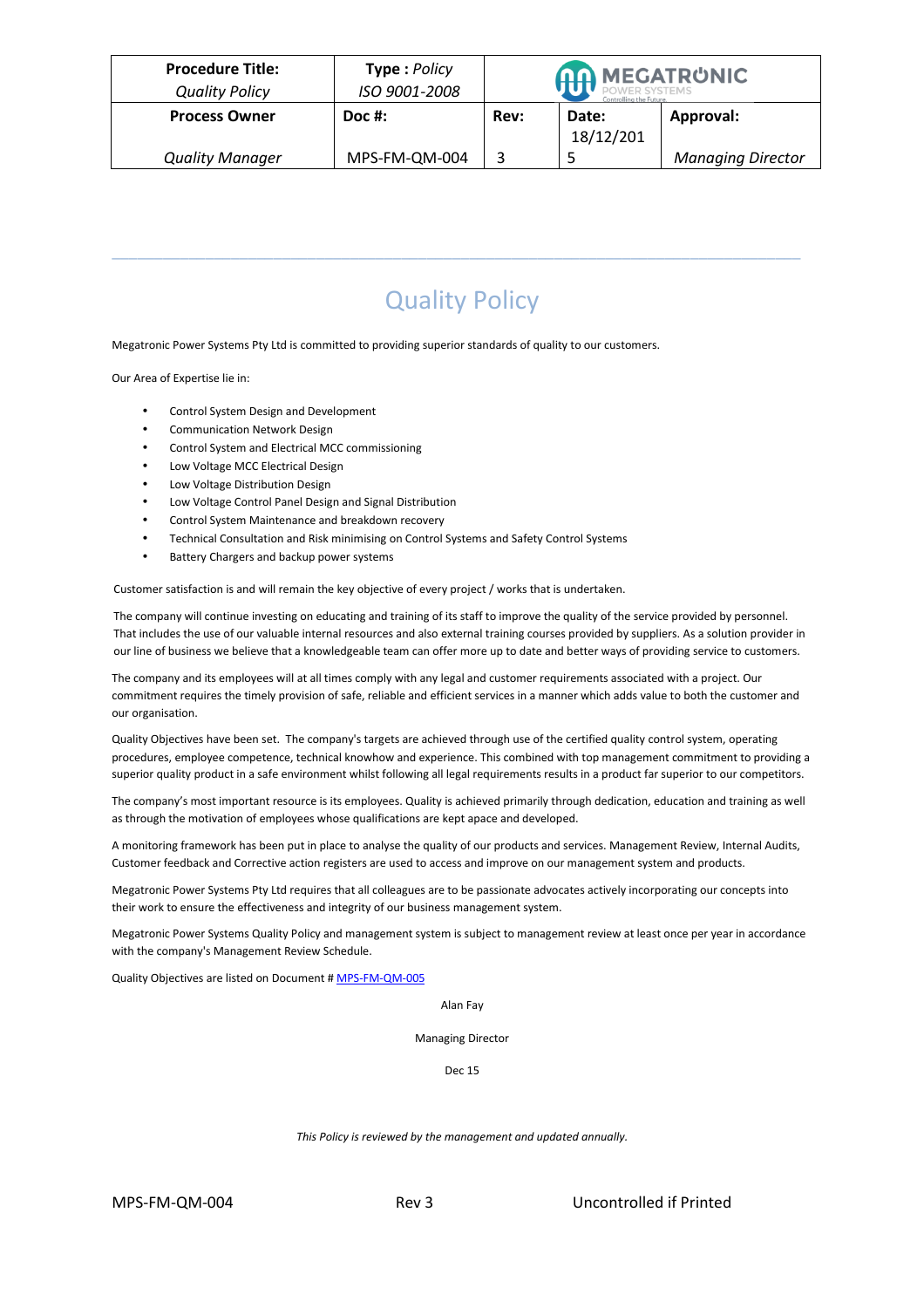| Procedure Title: *Quality Policy* | Type : *Policy* *ISO 9001-2008* | MEGATRONIC POWER SYSTEMS Controlling the Future | | |
|---|---|---|---|---|
| **Process Owner** *Quality Manager* | **Doc #:** MPS-FM-QM-004 | **Rev:** 3 | **Date:** 18/12/2015 | **Approval:** *Managing Director* |

# Quality Policy

Megatronic Power Systems Pty Ltd is committed to providing superior standards of quality to our customers.

Our Area of Expertise lie in:

- Control System Design and Development
- Communication Network Design
- Control System and Electrical MCC commissioning
- Low Voltage MCC Electrical Design
- Low Voltage Distribution Design
- Low Voltage Control Panel Design and Signal Distribution
- Control System Maintenance and breakdown recovery
- Technical Consultation and Risk minimising on Control Systems and Safety Control Systems
- Battery Chargers and backup power systems

Customer satisfaction is and will remain the key objective of every project / works that is undertaken.

The company will continue investing on educating and training of its staff to improve the quality of the service provided by personnel. That includes the use of our valuable internal resources and also external training courses provided by suppliers. As a solution provider in our line of business we believe that a knowledgeable team can offer more up to date and better ways of providing service to customers.

The company and its employees will at all times comply with any legal and customer requirements associated with a project. Our commitment requires the timely provision of safe, reliable and efficient services in a manner which adds value to both the customer and our organisation.

Quality Objectives have been set. The company's targets are achieved through use of the certified quality control system, operating procedures, employee competence, technical knowhow and experience. This combined with top management commitment to providing a superior quality product in a safe environment whilst following all legal requirements results in a product far superior to our competitors.

The company's most important resource is its employees. Quality is achieved primarily through dedication, education and training as well as through the motivation of employees whose qualifications are kept apace and developed.

A monitoring framework has been put in place to analyse the quality of our products and services. Management Review, Internal Audits, Customer feedback and Corrective action registers are used to access and improve on our management system and products.

Megatronic Power Systems Pty Ltd requires that all colleagues are to be passionate advocates actively incorporating our concepts into their work to ensure the effectiveness and integrity of our business management system.

Megatronic Power Systems Quality Policy and management system is subject to management review at least once per year in accordance with the company's Management Review Schedule.

Quality Objectives are listed on Document # MPS-FM-QM-005

Alan Fay

Managing Director

Dec 15

*This Policy is reviewed by the management and updated annually.*

MPS-FM-QM-004 Rev 3 Uncontrolled if Printed